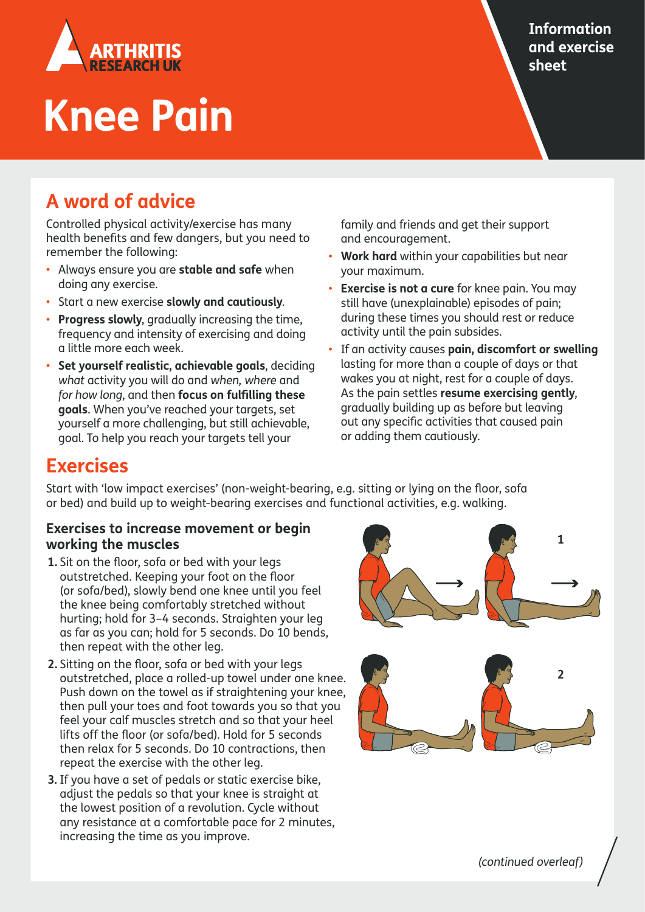ARTHRITIS RESEARCH UK

Information and exercise sheet

# Knee Pain

## A word of advice

Controlled physical activity/exercise has many health benefits and few dangers, but you need to remember the following:

- Always ensure you are **stable and safe** when doing any exercise.
- Start a new exercise **slowly and cautiously**.
- **Progress slowly**, gradually increasing the time, frequency and intensity of exercising and doing a little more each week.
- **Set yourself realistic, achievable goals**, deciding *what* activity you will do and *when, where* and *for how long*, and then **focus on fulfilling these goals**. When you've reached your targets, set yourself a more challenging, but still achievable, goal. To help you reach your targets tell your family and friends and get their support and encouragement.
- **Work hard** within your capabilities but near your maximum.
- **Exercise is not a cure** for knee pain. You may still have (unexplainable) episodes of pain; during these times you should rest or reduce activity until the pain subsides.
- If an activity causes **pain, discomfort or swelling** lasting for more than a couple of days or that wakes you at night, rest for a couple of days. As the pain settles **resume exercising gently**, gradually building up as before but leaving out any specific activities that caused pain or adding them cautiously.

## Exercises

Start with 'low impact exercises' (non-weight-bearing, e.g. sitting or lying on the floor, sofa or bed) and build up to weight-bearing exercises and functional activities, e.g. walking.

### Exercises to increase movement or begin working the muscles

1. Sit on the floor, sofa or bed with your legs outstretched. Keeping your foot on the floor (or sofa/bed), slowly bend one knee until you feel the knee being comfortably stretched without hurting; hold for 3–4 seconds. Straighten your leg as far as you can; hold for 5 seconds. Do 10 bends, then repeat with the other leg.
2. Sitting on the floor, sofa or bed with your legs outstretched, place a rolled-up towel under one knee. Push down on the towel as if straightening your knee, then pull your toes and foot towards you so that you feel your calf muscles stretch and so that your heel lifts off the floor (or sofa/bed). Hold for 5 seconds then relax for 5 seconds. Do 10 contractions, then repeat the exercise with the other leg.
3. If you have a set of pedals or static exercise bike, adjust the pedals so that your knee is straight at the lowest position of a revolution. Cycle without any resistance at a comfortable pace for 2 minutes, increasing the time as you improve.

*(continued overleaf)*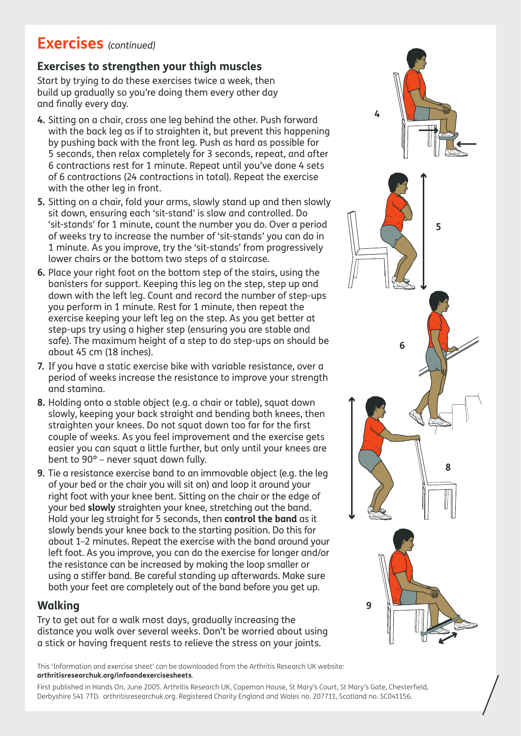# Exercises *(continued)*

## Exercises to strengthen your thigh muscles

Start by trying to do these exercises twice a week, then build up gradually so you're doing them every other day and finally every day.

4. Sitting on a chair, cross one leg behind the other. Push forward with the back leg as if to straighten it, but prevent this happening by pushing back with the front leg. Push as hard as possible for 5 seconds, then relax completely for 3 seconds, repeat, and after 6 contractions rest for 1 minute. Repeat until you've done 4 sets of 6 contractions (24 contractions in total). Repeat the exercise with the other leg in front.
5. Sitting on a chair, fold your arms, slowly stand up and then slowly sit down, ensuring each 'sit-stand' is slow and controlled. Do 'sit-stands' for 1 minute, count the number you do. Over a period of weeks try to increase the number of 'sit-stands' you can do in 1 minute. As you improve, try the 'sit-stands' from progressively lower chairs or the bottom two steps of a staircase.
6. Place your right foot on the bottom step of the stairs, using the banisters for support. Keeping this leg on the step, step up and down with the left leg. Count and record the number of step-ups you perform in 1 minute. Rest for 1 minute, then repeat the exercise keeping your left leg on the step. As you get better at step-ups try using a higher step (ensuring you are stable and safe). The maximum height of a step to do step-ups on should be about 45 cm (18 inches).
7. If you have a static exercise bike with variable resistance, over a period of weeks increase the resistance to improve your strength and stamina.
8. Holding onto a stable object (e.g. a chair or table), squat down slowly, keeping your back straight and bending both knees, then straighten your knees. Do not squat down too far for the first couple of weeks. As you feel improvement and the exercise gets easier you can squat a little further, but only until your knees are bent to 90° – never squat down fully.
9. Tie a resistance exercise band to an immovable object (e.g. the leg of your bed or the chair you will sit on) and loop it around your right foot with your knee bent. Sitting on the chair or the edge of your bed **slowly** straighten your knee, stretching out the band. Hold your leg straight for 5 seconds, then **control the band** as it slowly bends your knee back to the starting position. Do this for about 1–2 minutes. Repeat the exercise with the band around your left foot. As you improve, you can do the exercise for longer and/or the resistance can be increased by making the loop smaller or using a stiffer band. Be careful standing up afterwards. Make sure both your feet are completely out of the band before you get up.

## Walking

Try to get out for a walk most days, gradually increasing the distance you walk over several weeks. Don't be worried about using a stick or having frequent rests to relieve the stress on your joints.

This 'Information and exercise sheet' can be downloaded from the Arthritis Research UK website: **arthritisresearchuk.org/infoandexercisesheets**.

First published in Hands On, June 2005. Arthritis Research UK, Copeman House, St Mary's Court, St Mary's Gate, Chesterfield, Derbyshire S41 7TD. arthritisresearchuk.org. Registered Charity England and Wales no. 207711, Scotland no. SC041156.